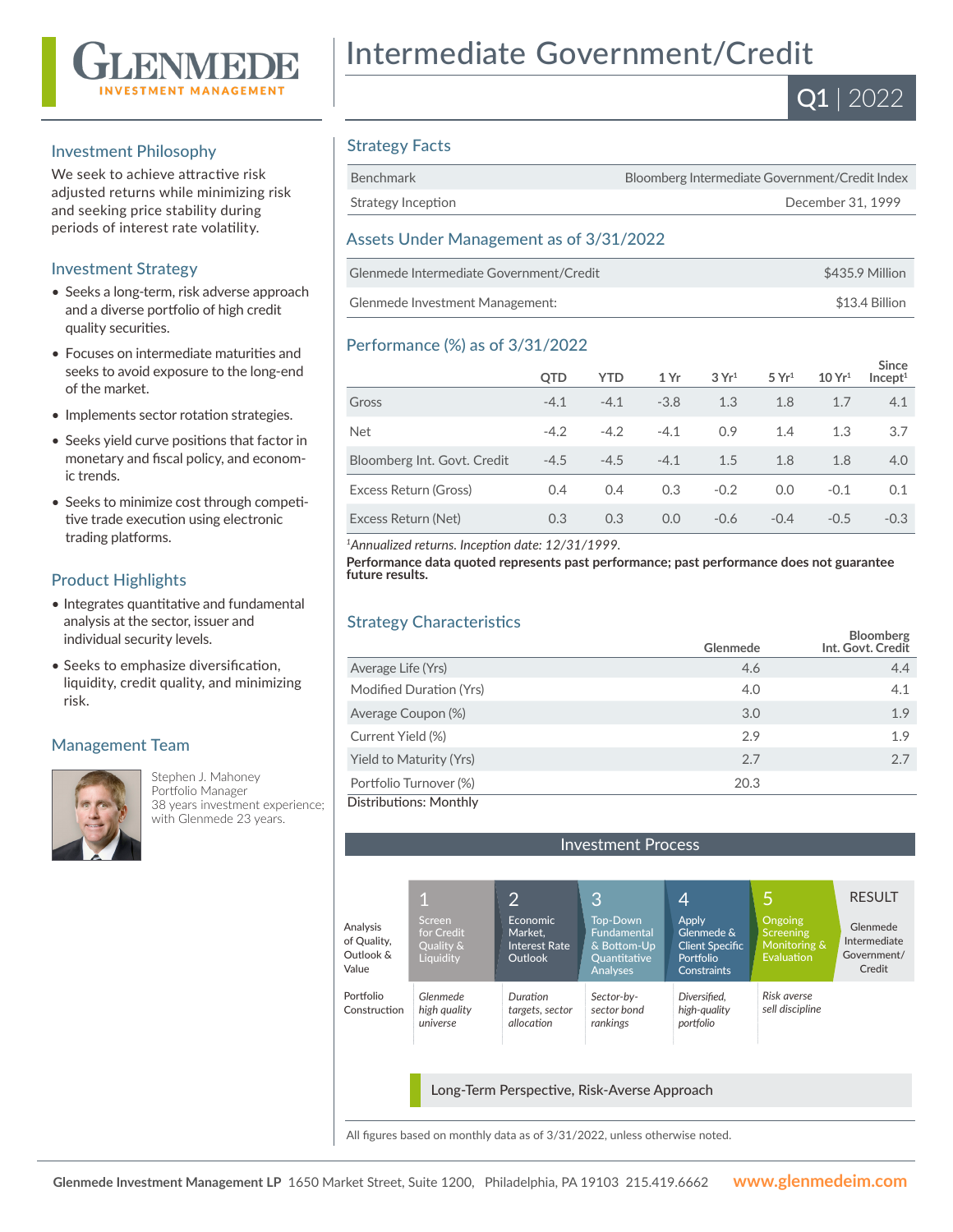# Intermediate Government/Credit

**Q1 | 2022**

GLENMEDE INVESTMENT MANAGEMENT

## Investment Philosophy

We seek to achieve attractive risk adjusted returns while minimizing risk and seeking price stability during periods of interest rate volatility.

## Investment Strategy

- Seeks a long-term, risk adverse approach and a diverse portfolio of high credit quality securities.
- Focuses on intermediate maturities and seeks to avoid exposure to the long-end of the market.
- Implements sector rotation strategies.
- Seeks yield curve positions that factor in monetary and fiscal policy, and economic trends.
- Seeks to minimize cost through competitive trade execution using electronic trading platforms.

## Product Highlights

- Integrates quantitative and fundamental analysis at the sector, issuer and individual security levels.
- Seeks to emphasize diversification, liquidity, credit quality, and minimizing risk.

## Management Team

Stephen J. Mahoney
Portfolio Manager
38 years investment experience; with Glenmede 23 years.

## Strategy Facts

| | |
|---|---|
| Benchmark | Bloomberg Intermediate Government/Credit Index |
| Strategy Inception | December 31, 1999 |

## Assets Under Management as of 3/31/2022

| | |
|---|---|
| Glenmede Intermediate Government/Credit | $435.9 Million |
| Glenmede Investment Management: | $13.4 Billion |

## Performance (%) as of 3/31/2022

| | QTD | YTD | 1 Yr | 3 Yr[1] | 5 Yr[1] | 10 Yr[1] | Since Incept[1] |
|---|---|---|---|---|---|---|---|
| Gross | -4.1 | -4.1 | -3.8 | 1.3 | 1.8 | 1.7 | 4.1 |
| Net | -4.2 | -4.2 | -4.1 | 0.9 | 1.4 | 1.3 | 3.7 |
| Bloomberg Int. Govt. Credit | -4.5 | -4.5 | -4.1 | 1.5 | 1.8 | 1.8 | 4.0 |
| Excess Return (Gross) | 0.4 | 0.4 | 0.3 | -0.2 | 0.0 | -0.1 | 0.1 |
| Excess Return (Net) | 0.3 | 0.3 | 0.0 | -0.6 | -0.4 | -0.5 | -0.3 |

[1]*Annualized returns. Inception date: 12/31/1999.*

**Performance data quoted represents past performance; past performance does not guarantee future results.**

## Strategy Characteristics

| | Glenmede | Bloomberg Int. Govt. Credit |
|---|---|---|
| Average Life (Yrs) | 4.6 | 4.4 |
| Modified Duration (Yrs) | 4.0 | 4.1 |
| Average Coupon (%) | 3.0 | 1.9 |
| Current Yield (%) | 2.9 | 1.9 |
| Yield to Maturity (Yrs) | 2.7 | 2.7 |
| Portfolio Turnover (%) | 20.3 | |

Distributions: Monthly

## Investment Process

| | 1 | 2 | 3 | 4 | 5 | RESULT |
|---|---|---|---|---|---|---|
| Analysis of Quality, Outlook & Value | Screen for Credit Quality & Liquidity | Economic Market, Interest Rate Outlook | Top-Down Fundamental & Bottom-Up Quantitative Analyses | Apply Glenmede & Client Specific Portfolio Constraints | Ongoing Screening Monitoring & Evaluation | Glenmede Intermediate Government/Credit |
| Portfolio Construction | *Glenmede high quality universe* | *Duration targets, sector allocation* | *Sector-by-sector bond rankings* | *Diversified, high-quality portfolio* | *Risk averse sell discipline* | |

Long-Term Perspective, Risk-Averse Approach

All figures based on monthly data as of 3/31/2022, unless otherwise noted.

**Glenmede Investment Management LP** 1650 Market Street, Suite 1200, Philadelphia, PA 19103 215.419.6662 **www.glenmedeim.com**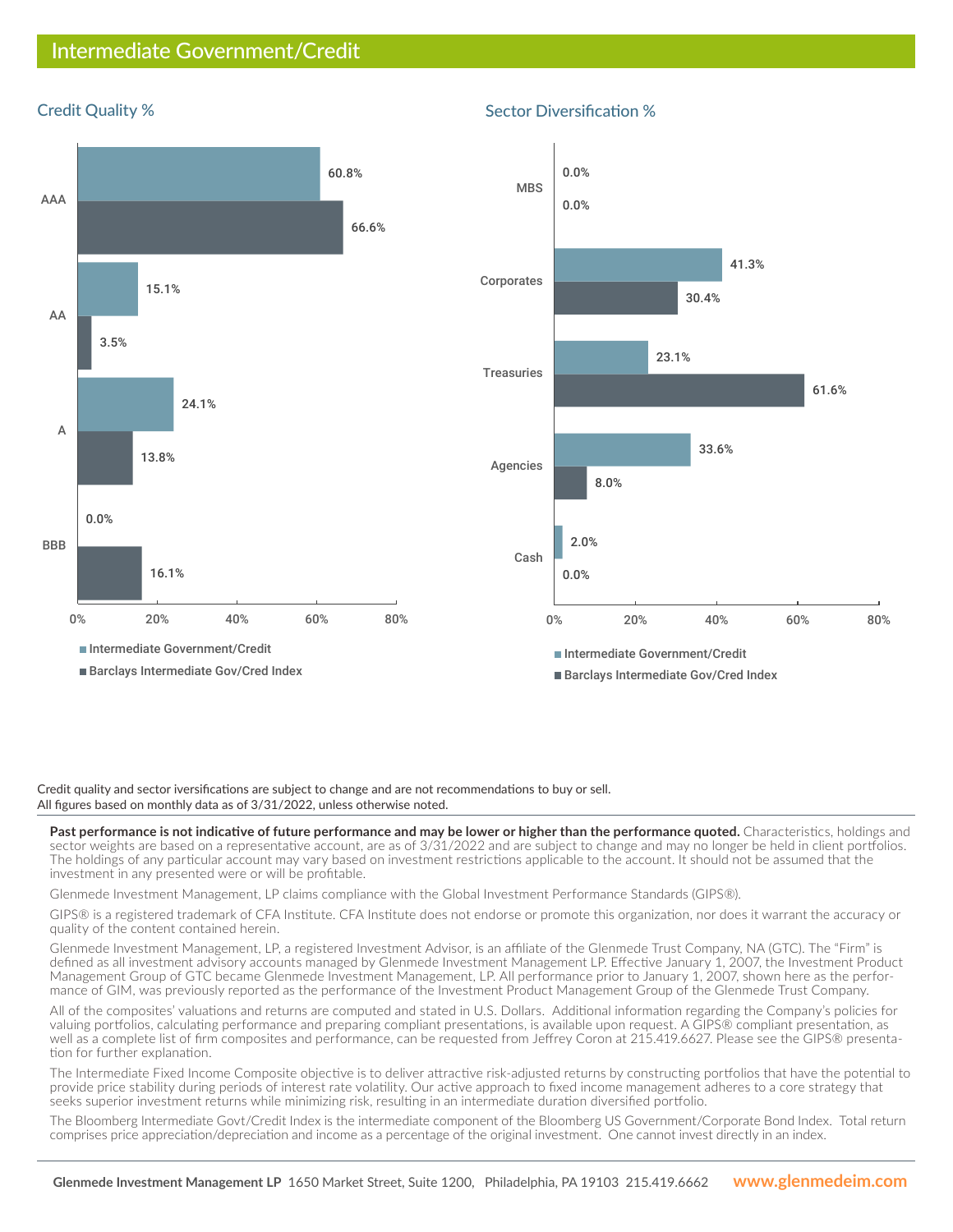# Intermediate Government/Credit

## Credit Quality %

AAA
60.8%
66.6%

AA
15.1%
3.5%

A
24.1%
13.8%

BBB
0.0%
16.1%

0%
20%
40%
60%
80%

Intermediate Government/Credit
Barclays Intermediate Gov/Cred Index

## Sector Diversification %

MBS
0.0%
0.0%

Corporates
41.3%
30.4%

Treasuries
23.1%
61.6%

Agencies
33.6%
8.0%

Cash
2.0%
0.0%

0%
20%
40%
60%
80%

Intermediate Government/Credit
Barclays Intermediate Gov/Cred Index

Credit quality and sector iversifications are subject to change and are not recommendations to buy or sell.
All figures based on monthly data as of 3/31/2022, unless otherwise noted.

**Past performance is not indicative of future performance and may be lower or higher than the performance quoted.** Characteristics, holdings and sector weights are based on a representative account, are as of 3/31/2022 and are subject to change and may no longer be held in client portfolios. The holdings of any particular account may vary based on investment restrictions applicable to the account. It should not be assumed that the investment in any presented were or will be profitable.

Glenmede Investment Management, LP claims compliance with the Global Investment Performance Standards (GIPS®).

GIPS® is a registered trademark of CFA Institute. CFA Institute does not endorse or promote this organization, nor does it warrant the accuracy or quality of the content contained herein.

Glenmede Investment Management, LP, a registered Investment Advisor, is an affiliate of the Glenmede Trust Company, NA (GTC). The "Firm" is defined as all investment advisory accounts managed by Glenmede Investment Management LP. Effective January 1, 2007, the Investment Product Management Group of GTC became Glenmede Investment Management, LP. All performance prior to January 1, 2007, shown here as the performance of GIM, was previously reported as the performance of the Investment Product Management Group of the Glenmede Trust Company.

All of the composites' valuations and returns are computed and stated in U.S. Dollars. Additional information regarding the Company's policies for valuing portfolios, calculating performance and preparing compliant presentations, is available upon request. A GIPS® compliant presentation, as well as a complete list of firm composites and performance, can be requested from Jeffrey Coron at 215.419.6627. Please see the GIPS® presentation for further explanation.

The Intermediate Fixed Income Composite objective is to deliver attractive risk-adjusted returns by constructing portfolios that have the potential to provide price stability during periods of interest rate volatility. Our active approach to fixed income management adheres to a core strategy that seeks superior investment returns while minimizing risk, resulting in an intermediate duration diversified portfolio.

The Bloomberg Intermediate Govt/Credit Index is the intermediate component of the Bloomberg US Government/Corporate Bond Index. Total return comprises price appreciation/depreciation and income as a percentage of the original investment. One cannot invest directly in an index.

**Glenmede Investment Management LP** 1650 Market Street, Suite 1200, Philadelphia, PA 19103 215.419.6662 **www.glenmedeim.com**